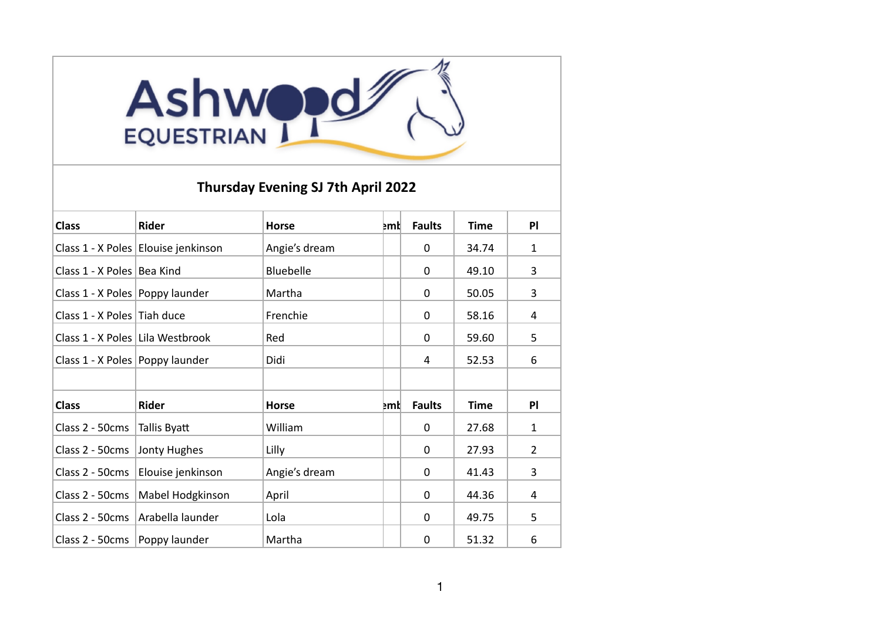Ashwood EQUESTRIAN

## Thursday Evening SJ 7th April 2022

| Class | Rider | Horse | emb | Faults | Time | Pl |
|---|---|---|---|---|---|---|
| Class 1 - X Poles | Elouise jenkinson | Angie's dream | | 0 | 34.74 | 1 |
| Class 1 - X Poles | Bea Kind | Bluebelle | | 0 | 49.10 | 3 |
| Class 1 - X Poles | Poppy launder | Martha | | 0 | 50.05 | 3 |
| Class 1 - X Poles | Tiah duce | Frenchie | | 0 | 58.16 | 4 |
| Class 1 - X Poles | Lila Westbrook | Red | | 0 | 59.60 | 5 |
| Class 1 - X Poles | Poppy launder | Didi | | 4 | 52.53 | 6 |

| Class | Rider | Horse | emb | Faults | Time | Pl |
|---|---|---|---|---|---|---|
| Class 2 - 50cms | Tallis Byatt | William | | 0 | 27.68 | 1 |
| Class 2 - 50cms | Jonty Hughes | Lilly | | 0 | 27.93 | 2 |
| Class 2 - 50cms | Elouise jenkinson | Angie's dream | | 0 | 41.43 | 3 |
| Class 2 - 50cms | Mabel Hodgkinson | April | | 0 | 44.36 | 4 |
| Class 2 - 50cms | Arabella launder | Lola | | 0 | 49.75 | 5 |
| Class 2 - 50cms | Poppy launder | Martha | | 0 | 51.32 | 6 |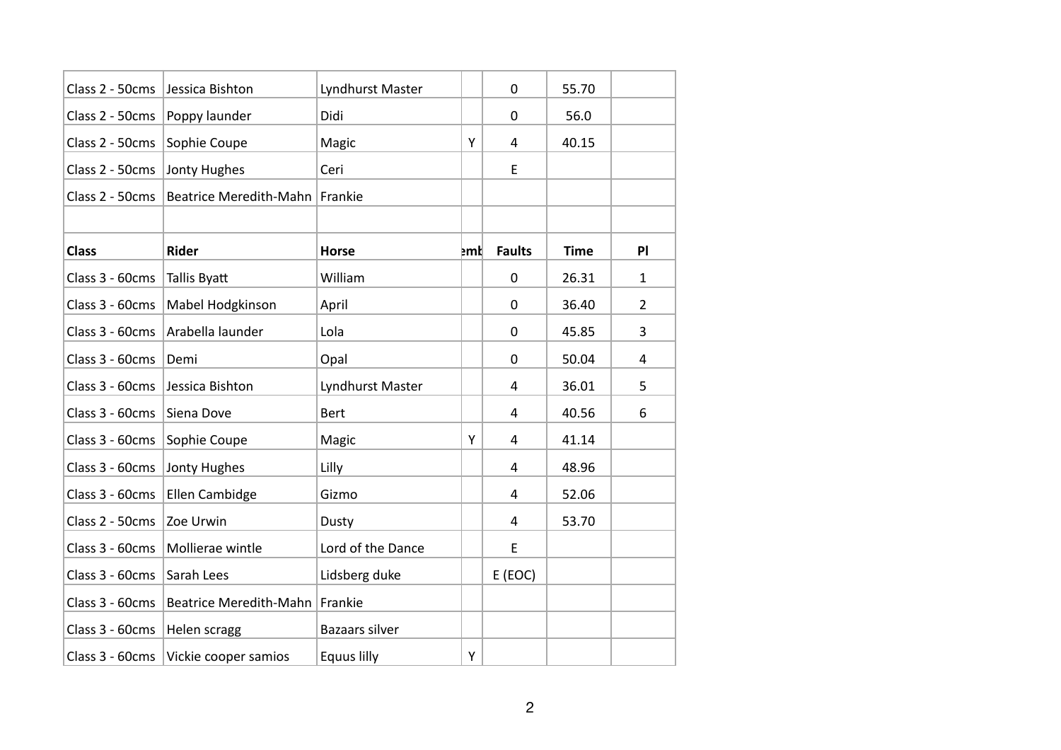| Class 2 - 50cms | Jessica Bishton | Lyndhurst Master | | 0 | 55.70 | |
|---|---|---|---|---|---|---|
| Class 2 - 50cms | Poppy launder | Didi | | 0 | 56.0 | |
| Class 2 - 50cms | Sophie Coupe | Magic | Y | 4 | 40.15 | |
| Class 2 - 50cms | Jonty Hughes | Ceri | | E | | |
| Class 2 - 50cms | Beatrice Meredith-Mahn | Frankie | | | | |
| | | | | | | |
| **Class** | **Rider** | **Horse** | **emb** | **Faults** | **Time** | **Pl** |
| Class 3 - 60cms | Tallis Byatt | William | | 0 | 26.31 | 1 |
| Class 3 - 60cms | Mabel Hodgkinson | April | | 0 | 36.40 | 2 |
| Class 3 - 60cms | Arabella launder | Lola | | 0 | 45.85 | 3 |
| Class 3 - 60cms | Demi | Opal | | 0 | 50.04 | 4 |
| Class 3 - 60cms | Jessica Bishton | Lyndhurst Master | | 4 | 36.01 | 5 |
| Class 3 - 60cms | Siena Dove | Bert | | 4 | 40.56 | 6 |
| Class 3 - 60cms | Sophie Coupe | Magic | Y | 4 | 41.14 | |
| Class 3 - 60cms | Jonty Hughes | Lilly | | 4 | 48.96 | |
| Class 3 - 60cms | Ellen Cambidge | Gizmo | | 4 | 52.06 | |
| Class 2 - 50cms | Zoe Urwin | Dusty | | 4 | 53.70 | |
| Class 3 - 60cms | Mollierae wintle | Lord of the Dance | | E | | |
| Class 3 - 60cms | Sarah Lees | Lidsberg duke | | E (EOC) | | |
| Class 3 - 60cms | Beatrice Meredith-Mahn | Frankie | | | | |
| Class 3 - 60cms | Helen scragg | Bazaars silver | | | | |
| Class 3 - 60cms | Vickie cooper samios | Equus lilly | Y | | | |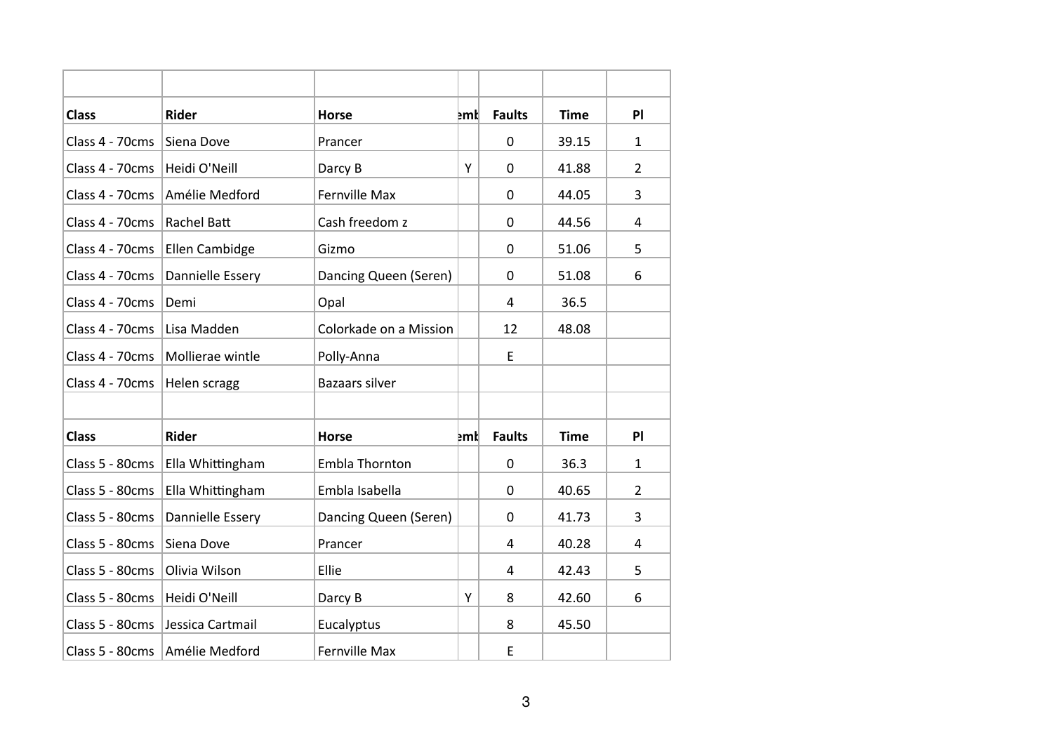| Class | Rider | Horse | emb | Faults | Time | Pl |
|---|---|---|---|---|---|---|
| Class 4 - 70cms | Siena Dove | Prancer | | 0 | 39.15 | 1 |
| Class 4 - 70cms | Heidi O'Neill | Darcy B | Y | 0 | 41.88 | 2 |
| Class 4 - 70cms | Amélie Medford | Fernville Max | | 0 | 44.05 | 3 |
| Class 4 - 70cms | Rachel Batt | Cash freedom z | | 0 | 44.56 | 4 |
| Class 4 - 70cms | Ellen Cambidge | Gizmo | | 0 | 51.06 | 5 |
| Class 4 - 70cms | Dannielle Essery | Dancing Queen (Seren) | | 0 | 51.08 | 6 |
| Class 4 - 70cms | Demi | Opal | | 4 | 36.5 | |
| Class 4 - 70cms | Lisa Madden | Colorkade on a Mission | | 12 | 48.08 | |
| Class 4 - 70cms | Mollierae wintle | Polly-Anna | | E | | |
| Class 4 - 70cms | Helen scragg | Bazaars silver | | | | |

| Class | Rider | Horse | emb | Faults | Time | Pl |
|---|---|---|---|---|---|---|
| Class 5 - 80cms | Ella Whittingham | Embla Thornton | | 0 | 36.3 | 1 |
| Class 5 - 80cms | Ella Whittingham | Embla Isabella | | 0 | 40.65 | 2 |
| Class 5 - 80cms | Dannielle Essery | Dancing Queen (Seren) | | 0 | 41.73 | 3 |
| Class 5 - 80cms | Siena Dove | Prancer | | 4 | 40.28 | 4 |
| Class 5 - 80cms | Olivia Wilson | Ellie | | 4 | 42.43 | 5 |
| Class 5 - 80cms | Heidi O'Neill | Darcy B | Y | 8 | 42.60 | 6 |
| Class 5 - 80cms | Jessica Cartmail | Eucalyptus | | 8 | 45.50 | |
| Class 5 - 80cms | Amélie Medford | Fernville Max | | E | | |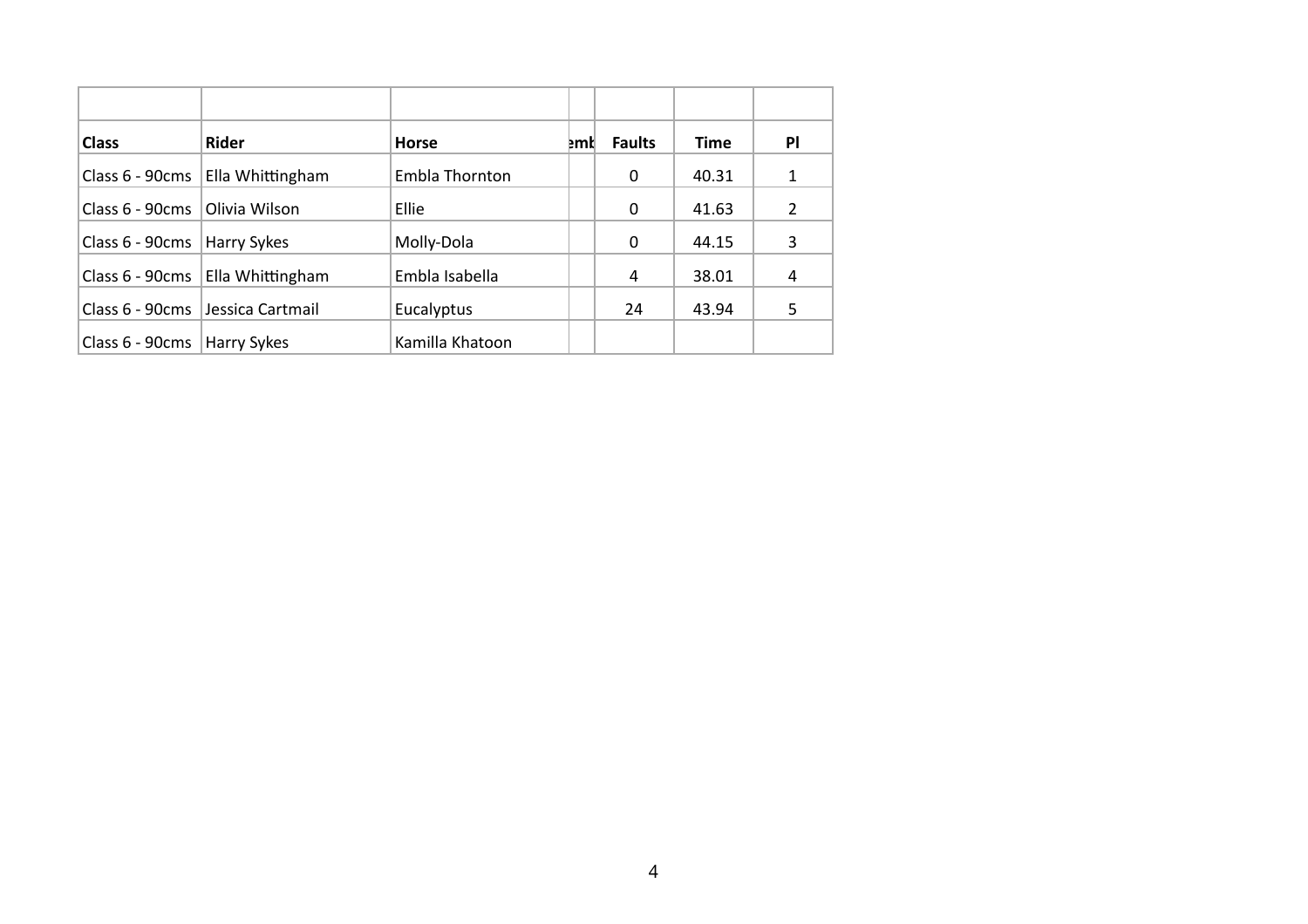| Class | Rider | Horse | emb | Faults | Time | Pl |
|---|---|---|---|---|---|---|
| Class 6 - 90cms | Ella Whittingham | Embla Thornton | | 0 | 40.31 | 1 |
| Class 6 - 90cms | Olivia Wilson | Ellie | | 0 | 41.63 | 2 |
| Class 6 - 90cms | Harry Sykes | Molly-Dola | | 0 | 44.15 | 3 |
| Class 6 - 90cms | Ella Whittingham | Embla Isabella | | 4 | 38.01 | 4 |
| Class 6 - 90cms | Jessica Cartmail | Eucalyptus | | 24 | 43.94 | 5 |
| Class 6 - 90cms | Harry Sykes | Kamilla Khatoon | | | | |